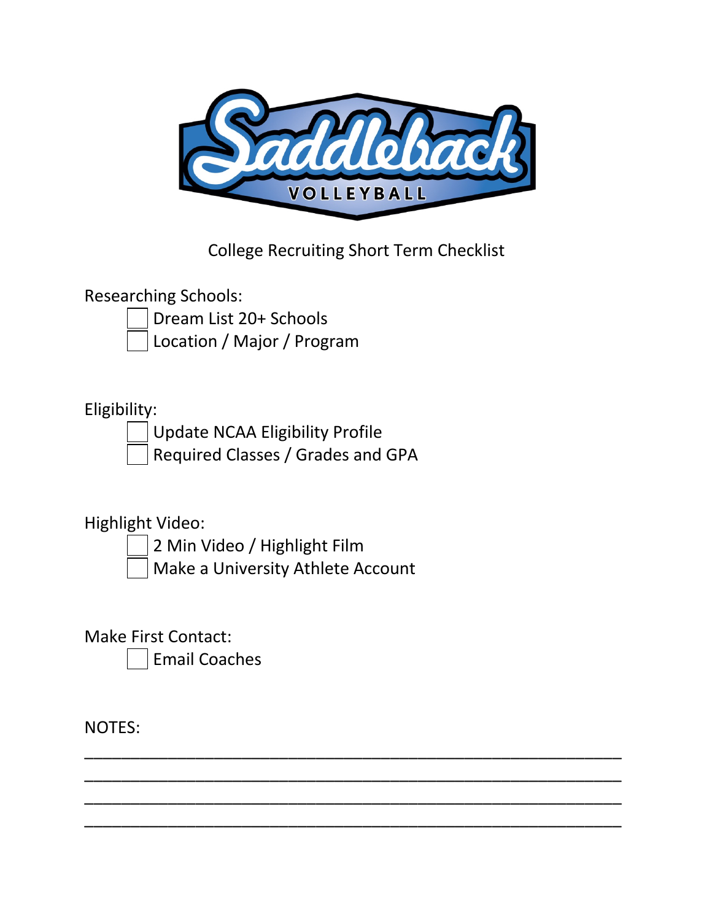Saddleback VOLLEYBALL

College Recruiting Short Term Checklist

Researching Schools:

- [ ] Dream List 20+ Schools
- [ ] Location / Major / Program

Eligibility:

- [ ] Update NCAA Eligibility Profile
- [ ] Required Classes / Grades and GPA

Highlight Video:

- [ ] 2 Min Video / Highlight Film
- [ ] Make a University Athlete Account

Make First Contact:

- [ ] Email Coaches

NOTES:

______________________________________________________

______________________________________________________

______________________________________________________

______________________________________________________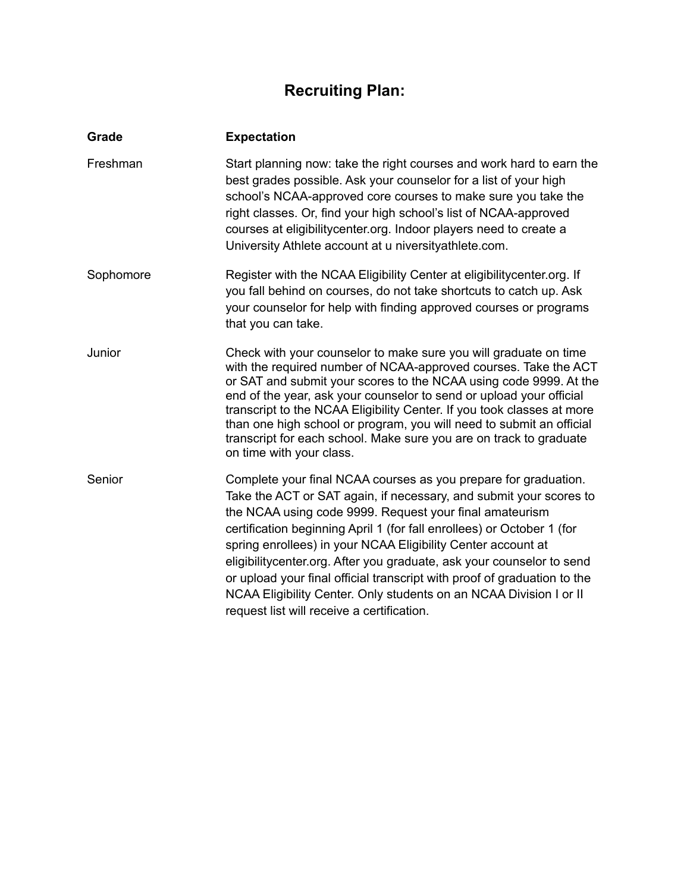# Recruiting Plan:

| Grade | Expectation |
|---|---|
| Freshman | Start planning now: take the right courses and work hard to earn the best grades possible. Ask your counselor for a list of your high school's NCAA-approved core courses to make sure you take the right classes. Or, find your high school's list of NCAA-approved courses at eligibilitycenter.org. Indoor players need to create a University Athlete account at u niversityathlete.com. |
| Sophomore | Register with the NCAA Eligibility Center at eligibilitycenter.org. If you fall behind on courses, do not take shortcuts to catch up. Ask your counselor for help with finding approved courses or programs that you can take. |
| Junior | Check with your counselor to make sure you will graduate on time with the required number of NCAA-approved courses. Take the ACT or SAT and submit your scores to the NCAA using code 9999. At the end of the year, ask your counselor to send or upload your official transcript to the NCAA Eligibility Center. If you took classes at more than one high school or program, you will need to submit an official transcript for each school. Make sure you are on track to graduate on time with your class. |
| Senior | Complete your final NCAA courses as you prepare for graduation. Take the ACT or SAT again, if necessary, and submit your scores to the NCAA using code 9999. Request your final amateurism certification beginning April 1 (for fall enrollees) or October 1 (for spring enrollees) in your NCAA Eligibility Center account at eligibilitycenter.org. After you graduate, ask your counselor to send or upload your final official transcript with proof of graduation to the NCAA Eligibility Center. Only students on an NCAA Division I or II request list will receive a certification. |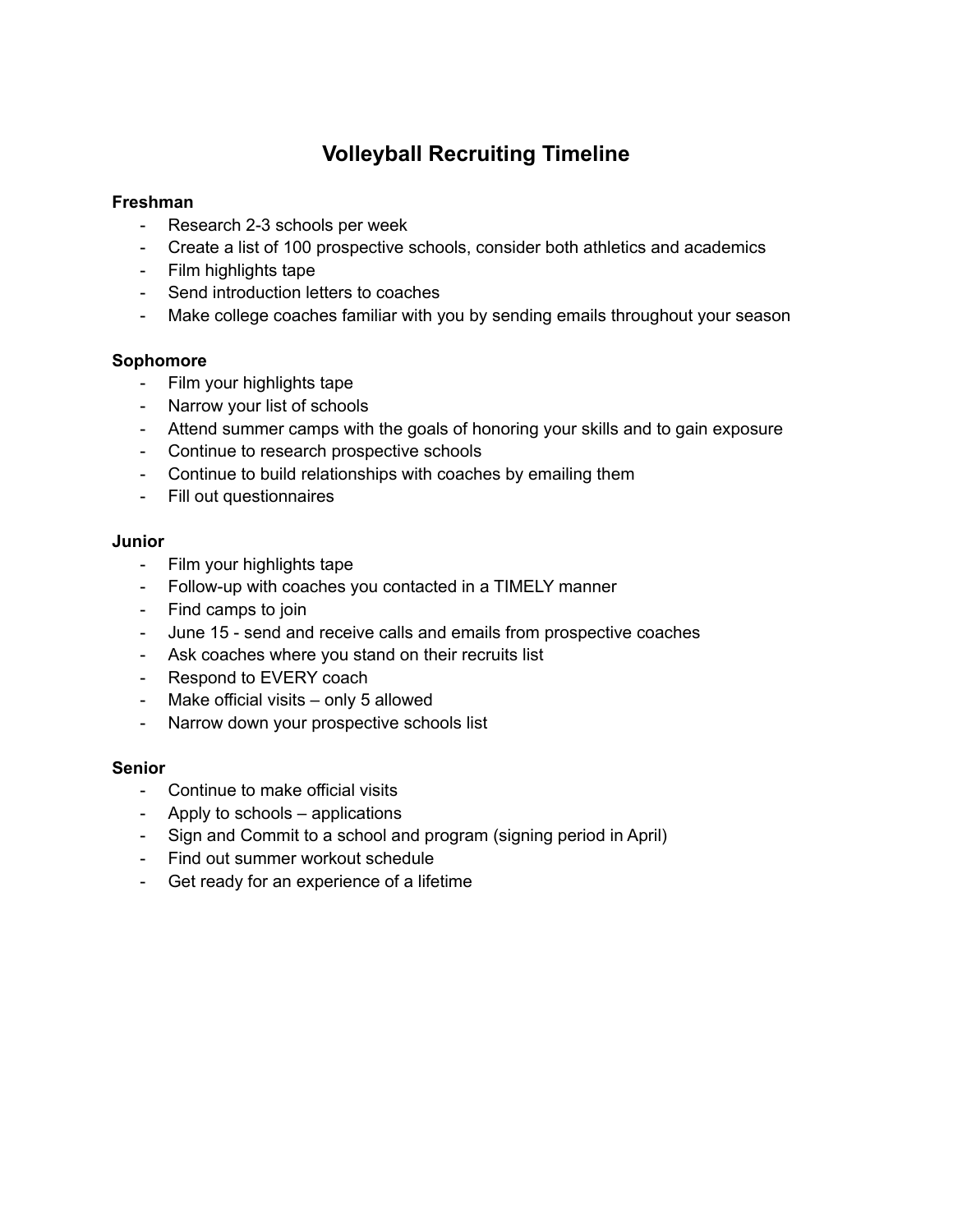# Volleyball Recruiting Timeline

**Freshman**

- Research 2-3 schools per week
- Create a list of 100 prospective schools, consider both athletics and academics
- Film highlights tape
- Send introduction letters to coaches
- Make college coaches familiar with you by sending emails throughout your season

**Sophomore**

- Film your highlights tape
- Narrow your list of schools
- Attend summer camps with the goals of honoring your skills and to gain exposure
- Continue to research prospective schools
- Continue to build relationships with coaches by emailing them
- Fill out questionnaires

**Junior**

- Film your highlights tape
- Follow-up with coaches you contacted in a TIMELY manner
- Find camps to join
- June 15 - send and receive calls and emails from prospective coaches
- Ask coaches where you stand on their recruits list
- Respond to EVERY coach
- Make official visits – only 5 allowed
- Narrow down your prospective schools list

**Senior**

- Continue to make official visits
- Apply to schools – applications
- Sign and Commit to a school and program (signing period in April)
- Find out summer workout schedule
- Get ready for an experience of a lifetime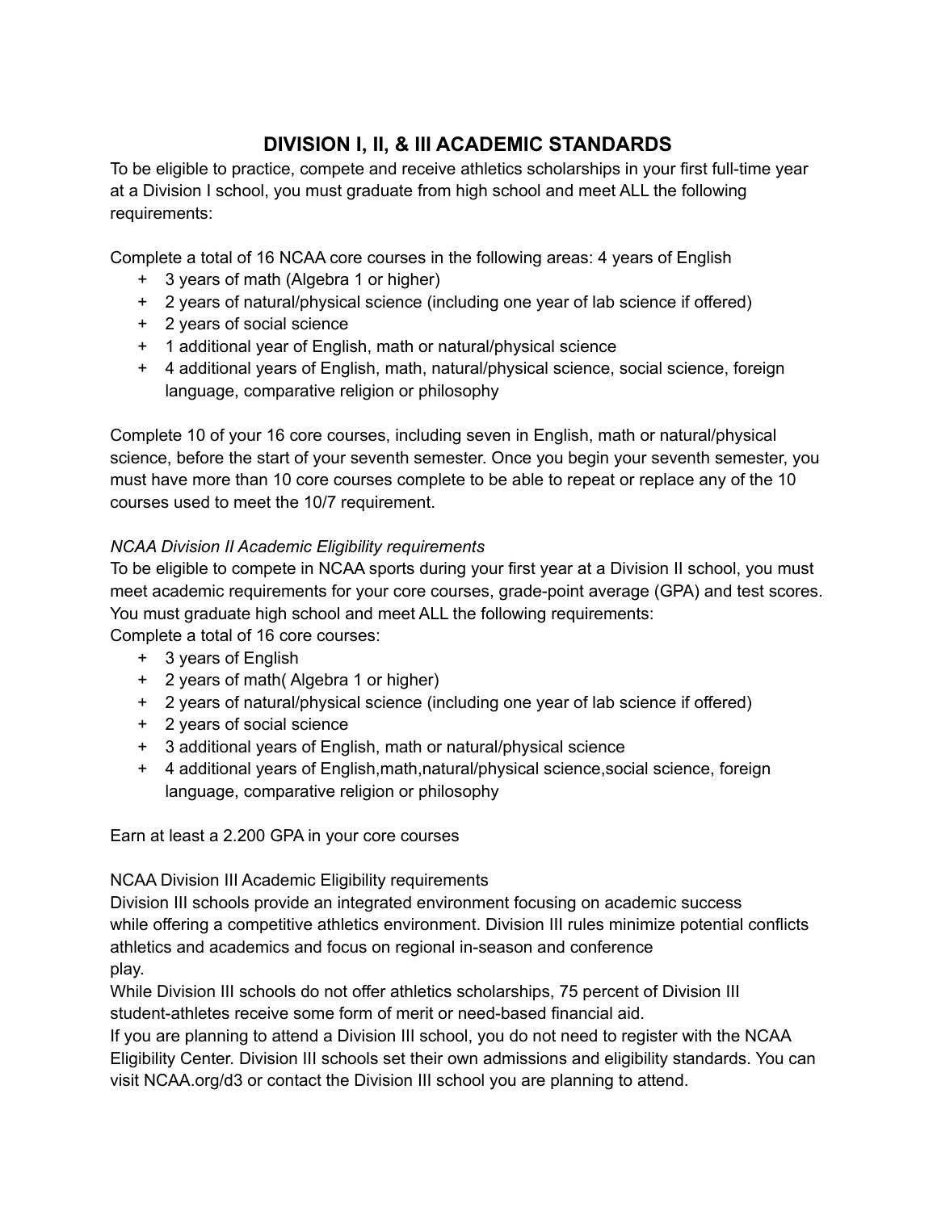# DIVISION I, II, & III ACADEMIC STANDARDS

To be eligible to practice, compete and receive athletics scholarships in your first full-time year at a Division I school, you must graduate from high school and meet ALL the following requirements:

Complete a total of 16 NCAA core courses in the following areas: 4 years of English

+ 3 years of math (Algebra 1 or higher)
+ 2 years of natural/physical science (including one year of lab science if offered)
+ 2 years of social science
+ 1 additional year of English, math or natural/physical science
+ 4 additional years of English, math, natural/physical science, social science, foreign language, comparative religion or philosophy

Complete 10 of your 16 core courses, including seven in English, math or natural/physical science, before the start of your seventh semester. Once you begin your seventh semester, you must have more than 10 core courses complete to be able to repeat or replace any of the 10 courses used to meet the 10/7 requirement.

*NCAA Division II Academic Eligibility requirements*

To be eligible to compete in NCAA sports during your first year at a Division II school, you must meet academic requirements for your core courses, grade-point average (GPA) and test scores. You must graduate high school and meet ALL the following requirements:

Complete a total of 16 core courses:

+ 3 years of English
+ 2 years of math( Algebra 1 or higher)
+ 2 years of natural/physical science (including one year of lab science if offered)
+ 2 years of social science
+ 3 additional years of English, math or natural/physical science
+ 4 additional years of English,math,natural/physical science,social science, foreign language, comparative religion or philosophy

Earn at least a 2.200 GPA in your core courses

NCAA Division III Academic Eligibility requirements

Division III schools provide an integrated environment focusing on academic success while offering a competitive athletics environment. Division III rules minimize potential conflicts athletics and academics and focus on regional in-season and conference play.

While Division III schools do not offer athletics scholarships, 75 percent of Division III student-athletes receive some form of merit or need-based financial aid.

If you are planning to attend a Division III school, you do not need to register with the NCAA Eligibility Center. Division III schools set their own admissions and eligibility standards. You can visit NCAA.org/d3 or contact the Division III school you are planning to attend.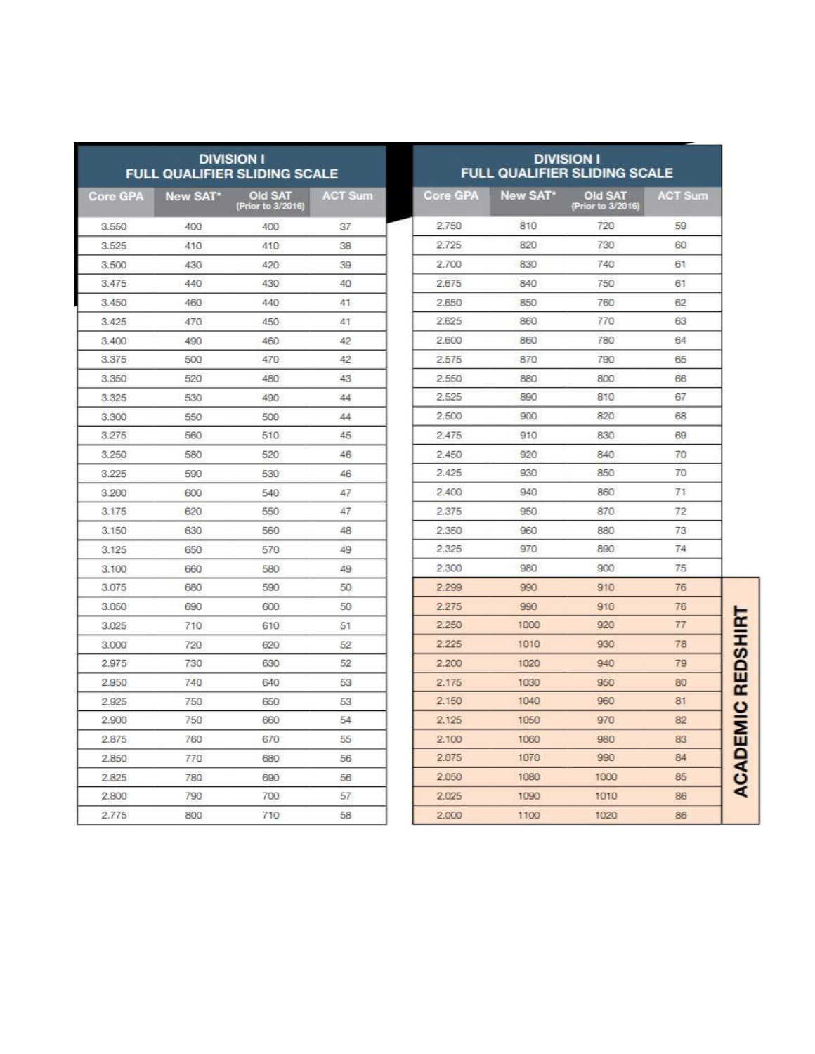## DIVISION I FULL QUALIFIER SLIDING SCALE

| Core GPA | New SAT* | Old SAT (Prior to 3/2016) | ACT Sum |
|---|---|---|---|
| 3.550 | 400 | 400 | 37 |
| 3.525 | 410 | 410 | 38 |
| 3.500 | 430 | 420 | 39 |
| 3.475 | 440 | 430 | 40 |
| 3.450 | 460 | 440 | 41 |
| 3.425 | 470 | 450 | 41 |
| 3.400 | 490 | 460 | 42 |
| 3.375 | 500 | 470 | 42 |
| 3.350 | 520 | 480 | 43 |
| 3.325 | 530 | 490 | 44 |
| 3.300 | 550 | 500 | 44 |
| 3.275 | 560 | 510 | 45 |
| 3.250 | 580 | 520 | 46 |
| 3.225 | 590 | 530 | 46 |
| 3.200 | 600 | 540 | 47 |
| 3.175 | 620 | 550 | 47 |
| 3.150 | 630 | 560 | 48 |
| 3.125 | 650 | 570 | 49 |
| 3.100 | 660 | 580 | 49 |
| 3.075 | 680 | 590 | 50 |
| 3.050 | 690 | 600 | 50 |
| 3.025 | 710 | 610 | 51 |
| 3.000 | 720 | 620 | 52 |
| 2.975 | 730 | 630 | 52 |
| 2.950 | 740 | 640 | 53 |
| 2.925 | 750 | 650 | 53 |
| 2.900 | 750 | 660 | 54 |
| 2.875 | 760 | 670 | 55 |
| 2.850 | 770 | 680 | 56 |
| 2.825 | 780 | 690 | 56 |
| 2.800 | 790 | 700 | 57 |
| 2.775 | 800 | 710 | 58 |

## DIVISION I FULL QUALIFIER SLIDING SCALE

| Core GPA | New SAT* | Old SAT (Prior to 3/2016) | ACT Sum | |
|---|---|---|---|---|
| 2.750 | 810 | 720 | 59 | |
| 2.725 | 820 | 730 | 60 | |
| 2.700 | 830 | 740 | 61 | |
| 2.675 | 840 | 750 | 61 | |
| 2.650 | 850 | 760 | 62 | |
| 2.625 | 860 | 770 | 63 | |
| 2.600 | 860 | 780 | 64 | |
| 2.575 | 870 | 790 | 65 | |
| 2.550 | 880 | 800 | 66 | |
| 2.525 | 890 | 810 | 67 | |
| 2.500 | 900 | 820 | 68 | |
| 2.475 | 910 | 830 | 69 | |
| 2.450 | 920 | 840 | 70 | |
| 2.425 | 930 | 850 | 70 | |
| 2.400 | 940 | 860 | 71 | |
| 2.375 | 950 | 870 | 72 | |
| 2.350 | 960 | 880 | 73 | |
| 2.325 | 970 | 890 | 74 | |
| 2.300 | 980 | 900 | 75 | |
| 2.299 | 990 | 910 | 76 | ACADEMIC REDSHIRT |
| 2.275 | 990 | 910 | 76 | ACADEMIC REDSHIRT |
| 2.250 | 1000 | 920 | 77 | ACADEMIC REDSHIRT |
| 2.225 | 1010 | 930 | 78 | ACADEMIC REDSHIRT |
| 2.200 | 1020 | 940 | 79 | ACADEMIC REDSHIRT |
| 2.175 | 1030 | 950 | 80 | ACADEMIC REDSHIRT |
| 2.150 | 1040 | 960 | 81 | ACADEMIC REDSHIRT |
| 2.125 | 1050 | 970 | 82 | ACADEMIC REDSHIRT |
| 2.100 | 1060 | 980 | 83 | ACADEMIC REDSHIRT |
| 2.075 | 1070 | 990 | 84 | ACADEMIC REDSHIRT |
| 2.050 | 1080 | 1000 | 85 | ACADEMIC REDSHIRT |
| 2.025 | 1090 | 1010 | 86 | ACADEMIC REDSHIRT |
| 2.000 | 1100 | 1020 | 86 | ACADEMIC REDSHIRT |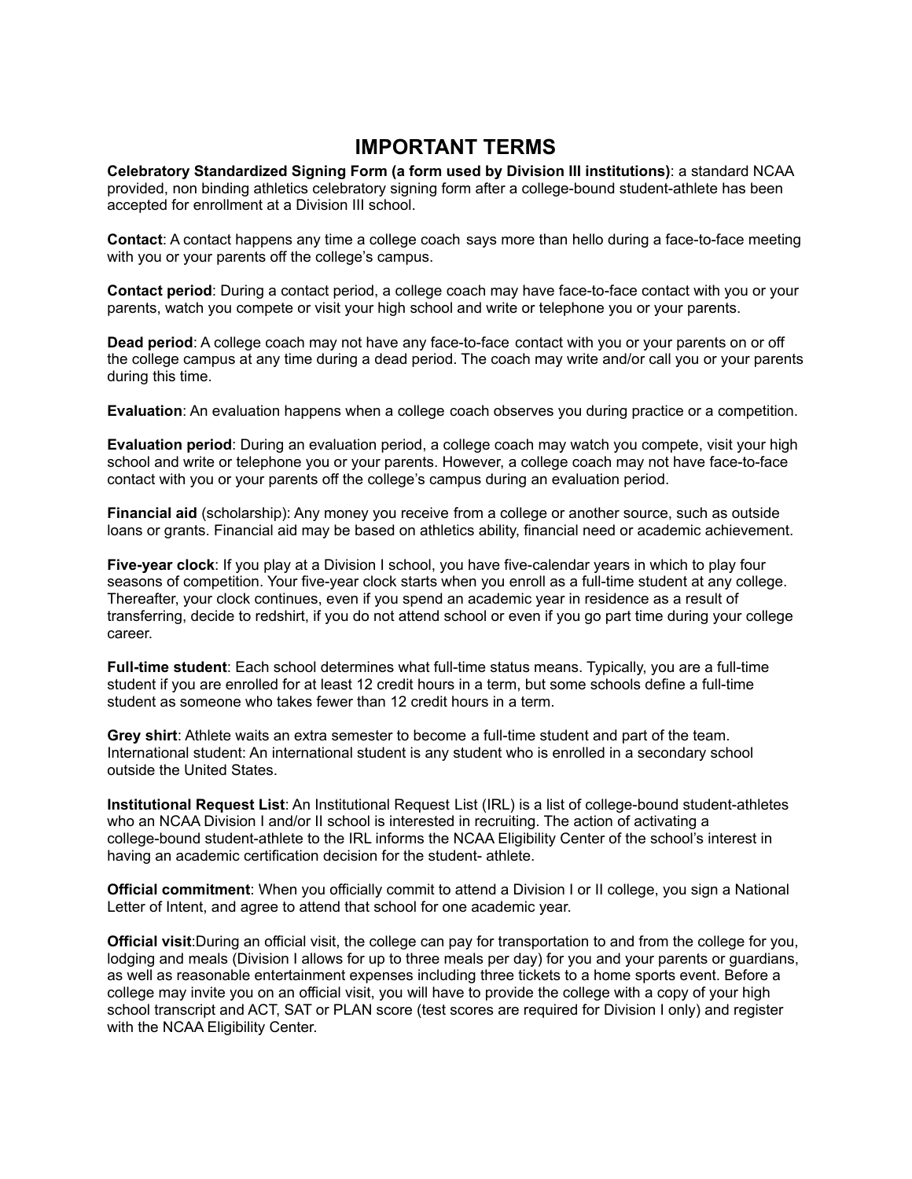# IMPORTANT TERMS

**Celebratory Standardized Signing Form (a form used by Division III institutions)**: a standard NCAA provided, non binding athletics celebratory signing form after a college-bound student-athlete has been accepted for enrollment at a Division III school.

**Contact**: A contact happens any time a college coach says more than hello during a face-to-face meeting with you or your parents off the college's campus.

**Contact period**: During a contact period, a college coach may have face-to-face contact with you or your parents, watch you compete or visit your high school and write or telephone you or your parents.

**Dead period**: A college coach may not have any face-to-face contact with you or your parents on or off the college campus at any time during a dead period. The coach may write and/or call you or your parents during this time.

**Evaluation**: An evaluation happens when a college coach observes you during practice or a competition.

**Evaluation period**: During an evaluation period, a college coach may watch you compete, visit your high school and write or telephone you or your parents. However, a college coach may not have face-to-face contact with you or your parents off the college's campus during an evaluation period.

**Financial aid** (scholarship): Any money you receive from a college or another source, such as outside loans or grants. Financial aid may be based on athletics ability, financial need or academic achievement.

**Five-year clock**: If you play at a Division I school, you have five-calendar years in which to play four seasons of competition. Your five-year clock starts when you enroll as a full-time student at any college. Thereafter, your clock continues, even if you spend an academic year in residence as a result of transferring, decide to redshirt, if you do not attend school or even if you go part time during your college career.

**Full-time student**: Each school determines what full-time status means. Typically, you are a full-time student if you are enrolled for at least 12 credit hours in a term, but some schools define a full-time student as someone who takes fewer than 12 credit hours in a term.

**Grey shirt**: Athlete waits an extra semester to become a full-time student and part of the team. International student: An international student is any student who is enrolled in a secondary school outside the United States.

**Institutional Request List**: An Institutional Request List (IRL) is a list of college-bound student-athletes who an NCAA Division I and/or II school is interested in recruiting. The action of activating a college-bound student-athlete to the IRL informs the NCAA Eligibility Center of the school's interest in having an academic certification decision for the student- athlete.

**Official commitment**: When you officially commit to attend a Division I or II college, you sign a National Letter of Intent, and agree to attend that school for one academic year.

**Official visit**:During an official visit, the college can pay for transportation to and from the college for you, lodging and meals (Division I allows for up to three meals per day) for you and your parents or guardians, as well as reasonable entertainment expenses including three tickets to a home sports event. Before a college may invite you on an official visit, you will have to provide the college with a copy of your high school transcript and ACT, SAT or PLAN score (test scores are required for Division I only) and register with the NCAA Eligibility Center.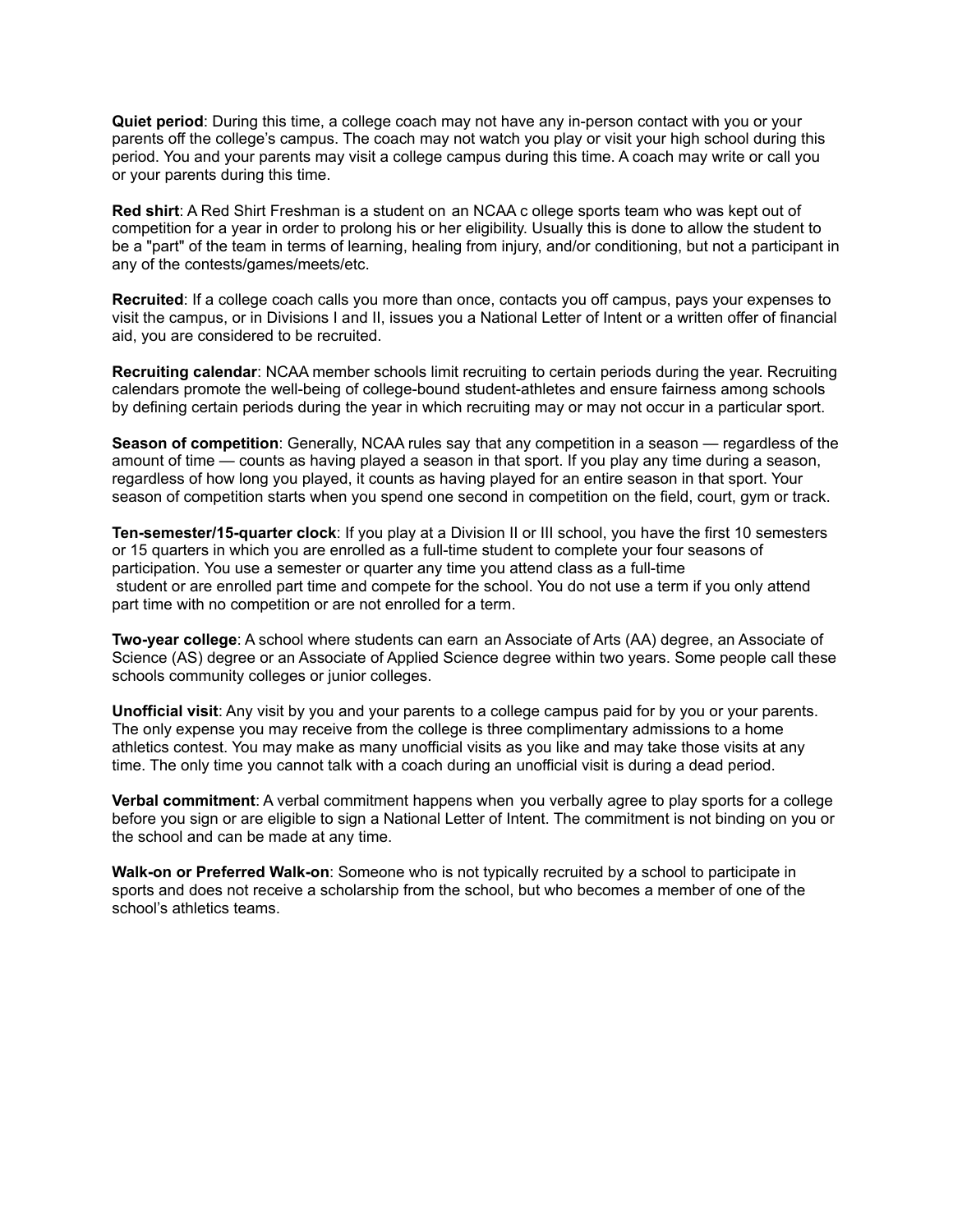**Quiet period**: During this time, a college coach may not have any in-person contact with you or your parents off the college's campus. The coach may not watch you play or visit your high school during this period. You and your parents may visit a college campus during this time. A coach may write or call you or your parents during this time.

**Red shirt**: A Red Shirt Freshman is a student on an NCAA c ollege sports team who was kept out of competition for a year in order to prolong his or her eligibility. Usually this is done to allow the student to be a "part" of the team in terms of learning, healing from injury, and/or conditioning, but not a participant in any of the contests/games/meets/etc.

**Recruited**: If a college coach calls you more than once, contacts you off campus, pays your expenses to visit the campus, or in Divisions I and II, issues you a National Letter of Intent or a written offer of financial aid, you are considered to be recruited.

**Recruiting calendar**: NCAA member schools limit recruiting to certain periods during the year. Recruiting calendars promote the well-being of college-bound student-athletes and ensure fairness among schools by defining certain periods during the year in which recruiting may or may not occur in a particular sport.

**Season of competition**: Generally, NCAA rules say that any competition in a season — regardless of the amount of time — counts as having played a season in that sport. If you play any time during a season, regardless of how long you played, it counts as having played for an entire season in that sport. Your season of competition starts when you spend one second in competition on the field, court, gym or track.

**Ten-semester/15-quarter clock**: If you play at a Division II or III school, you have the first 10 semesters or 15 quarters in which you are enrolled as a full-time student to complete your four seasons of participation. You use a semester or quarter any time you attend class as a full-time student or are enrolled part time and compete for the school. You do not use a term if you only attend part time with no competition or are not enrolled for a term.

**Two-year college**: A school where students can earn an Associate of Arts (AA) degree, an Associate of Science (AS) degree or an Associate of Applied Science degree within two years. Some people call these schools community colleges or junior colleges.

**Unofficial visit**: Any visit by you and your parents to a college campus paid for by you or your parents. The only expense you may receive from the college is three complimentary admissions to a home athletics contest. You may make as many unofficial visits as you like and may take those visits at any time. The only time you cannot talk with a coach during an unofficial visit is during a dead period.

**Verbal commitment**: A verbal commitment happens when you verbally agree to play sports for a college before you sign or are eligible to sign a National Letter of Intent. The commitment is not binding on you or the school and can be made at any time.

**Walk-on or Preferred Walk-on**: Someone who is not typically recruited by a school to participate in sports and does not receive a scholarship from the school, but who becomes a member of one of the school's athletics teams.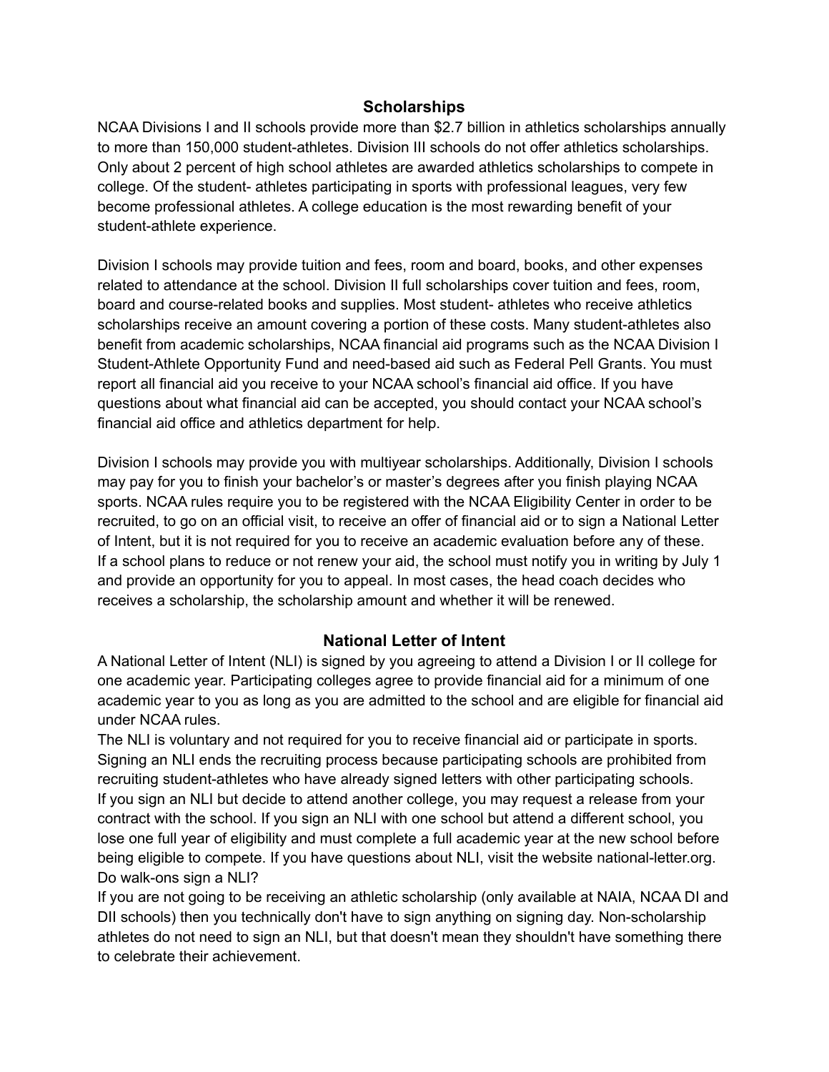## Scholarships

NCAA Divisions I and II schools provide more than $2.7 billion in athletics scholarships annually to more than 150,000 student-athletes. Division III schools do not offer athletics scholarships. Only about 2 percent of high school athletes are awarded athletics scholarships to compete in college. Of the student- athletes participating in sports with professional leagues, very few become professional athletes. A college education is the most rewarding benefit of your student-athlete experience.

Division I schools may provide tuition and fees, room and board, books, and other expenses related to attendance at the school. Division II full scholarships cover tuition and fees, room, board and course-related books and supplies. Most student- athletes who receive athletics scholarships receive an amount covering a portion of these costs. Many student-athletes also benefit from academic scholarships, NCAA financial aid programs such as the NCAA Division I Student-Athlete Opportunity Fund and need-based aid such as Federal Pell Grants. You must report all financial aid you receive to your NCAA school's financial aid office. If you have questions about what financial aid can be accepted, you should contact your NCAA school's financial aid office and athletics department for help.

Division I schools may provide you with multiyear scholarships. Additionally, Division I schools may pay for you to finish your bachelor's or master's degrees after you finish playing NCAA sports. NCAA rules require you to be registered with the NCAA Eligibility Center in order to be recruited, to go on an official visit, to receive an offer of financial aid or to sign a National Letter of Intent, but it is not required for you to receive an academic evaluation before any of these. If a school plans to reduce or not renew your aid, the school must notify you in writing by July 1 and provide an opportunity for you to appeal. In most cases, the head coach decides who receives a scholarship, the scholarship amount and whether it will be renewed.

## National Letter of Intent

A National Letter of Intent (NLI) is signed by you agreeing to attend a Division I or II college for one academic year. Participating colleges agree to provide financial aid for a minimum of one academic year to you as long as you are admitted to the school and are eligible for financial aid under NCAA rules.

The NLI is voluntary and not required for you to receive financial aid or participate in sports. Signing an NLI ends the recruiting process because participating schools are prohibited from recruiting student-athletes who have already signed letters with other participating schools.

If you sign an NLI but decide to attend another college, you may request a release from your contract with the school. If you sign an NLI with one school but attend a different school, you lose one full year of eligibility and must complete a full academic year at the new school before being eligible to compete. If you have questions about NLI, visit the website national-letter.org.

Do walk-ons sign a NLI?

If you are not going to be receiving an athletic scholarship (only available at NAIA, NCAA DI and DII schools) then you technically don't have to sign anything on signing day. Non-scholarship athletes do not need to sign an NLI, but that doesn't mean they shouldn't have something there to celebrate their achievement.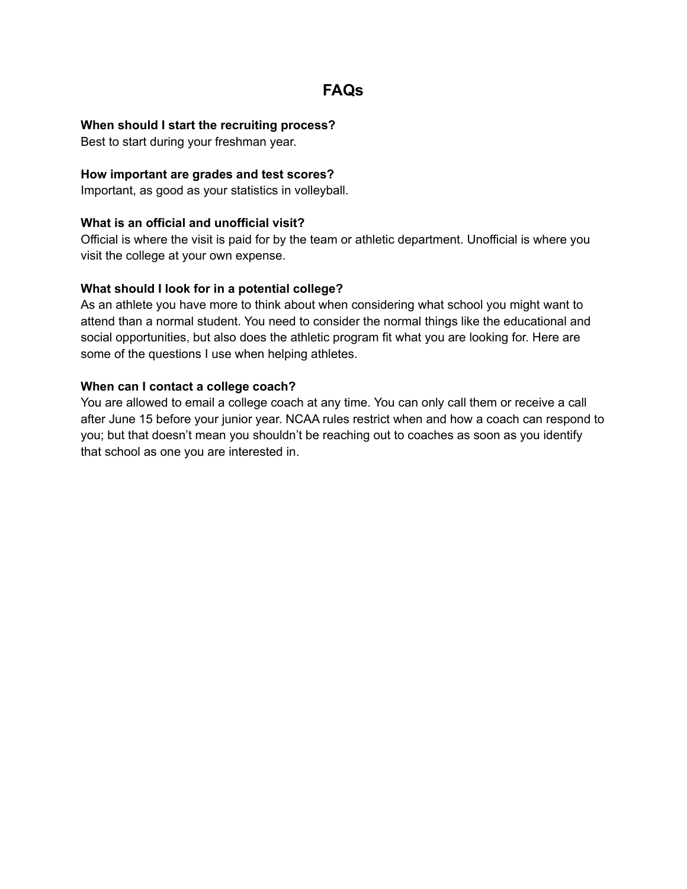# FAQs

**When should I start the recruiting process?**
Best to start during your freshman year.

**How important are grades and test scores?**
Important, as good as your statistics in volleyball.

**What is an official and unofficial visit?**
Official is where the visit is paid for by the team or athletic department. Unofficial is where you visit the college at your own expense.

**What should I look for in a potential college?**
As an athlete you have more to think about when considering what school you might want to attend than a normal student. You need to consider the normal things like the educational and social opportunities, but also does the athletic program fit what you are looking for. Here are some of the questions I use when helping athletes.

**When can I contact a college coach?**
You are allowed to email a college coach at any time. You can only call them or receive a call after June 15 before your junior year. NCAA rules restrict when and how a coach can respond to you; but that doesn't mean you shouldn't be reaching out to coaches as soon as you identify that school as one you are interested in.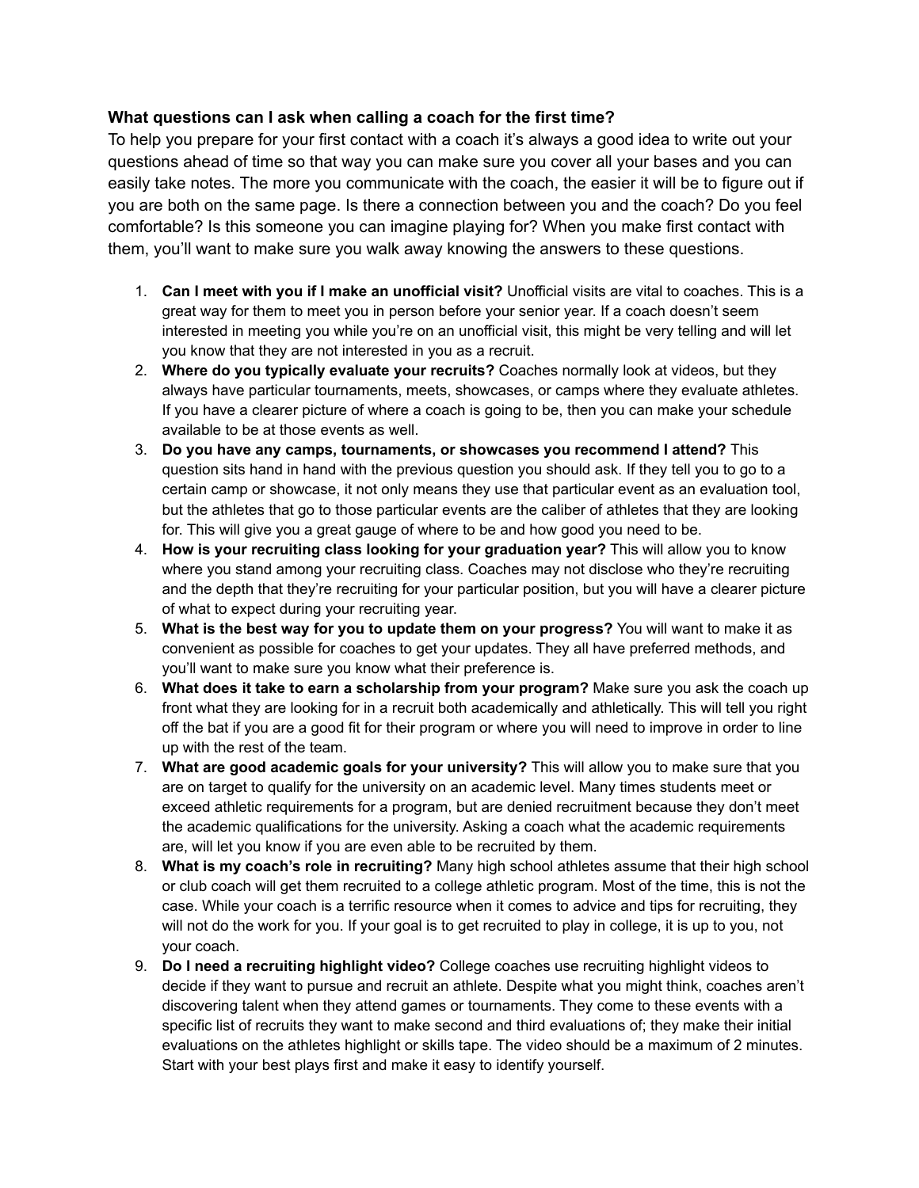**What questions can I ask when calling a coach for the first time?**

To help you prepare for your first contact with a coach it's always a good idea to write out your questions ahead of time so that way you can make sure you cover all your bases and you can easily take notes. The more you communicate with the coach, the easier it will be to figure out if you are both on the same page. Is there a connection between you and the coach? Do you feel comfortable? Is this someone you can imagine playing for? When you make first contact with them, you'll want to make sure you walk away knowing the answers to these questions.

1. **Can I meet with you if I make an unofficial visit?** Unofficial visits are vital to coaches. This is a great way for them to meet you in person before your senior year. If a coach doesn't seem interested in meeting you while you're on an unofficial visit, this might be very telling and will let you know that they are not interested in you as a recruit.
2. **Where do you typically evaluate your recruits?** Coaches normally look at videos, but they always have particular tournaments, meets, showcases, or camps where they evaluate athletes. If you have a clearer picture of where a coach is going to be, then you can make your schedule available to be at those events as well.
3. **Do you have any camps, tournaments, or showcases you recommend I attend?** This question sits hand in hand with the previous question you should ask. If they tell you to go to a certain camp or showcase, it not only means they use that particular event as an evaluation tool, but the athletes that go to those particular events are the caliber of athletes that they are looking for. This will give you a great gauge of where to be and how good you need to be.
4. **How is your recruiting class looking for your graduation year?** This will allow you to know where you stand among your recruiting class. Coaches may not disclose who they're recruiting and the depth that they're recruiting for your particular position, but you will have a clearer picture of what to expect during your recruiting year.
5. **What is the best way for you to update them on your progress?** You will want to make it as convenient as possible for coaches to get your updates. They all have preferred methods, and you'll want to make sure you know what their preference is.
6. **What does it take to earn a scholarship from your program?** Make sure you ask the coach up front what they are looking for in a recruit both academically and athletically. This will tell you right off the bat if you are a good fit for their program or where you will need to improve in order to line up with the rest of the team.
7. **What are good academic goals for your university?** This will allow you to make sure that you are on target to qualify for the university on an academic level. Many times students meet or exceed athletic requirements for a program, but are denied recruitment because they don't meet the academic qualifications for the university. Asking a coach what the academic requirements are, will let you know if you are even able to be recruited by them.
8. **What is my coach's role in recruiting?** Many high school athletes assume that their high school or club coach will get them recruited to a college athletic program. Most of the time, this is not the case. While your coach is a terrific resource when it comes to advice and tips for recruiting, they will not do the work for you. If your goal is to get recruited to play in college, it is up to you, not your coach.
9. **Do I need a recruiting highlight video?** College coaches use recruiting highlight videos to decide if they want to pursue and recruit an athlete. Despite what you might think, coaches aren't discovering talent when they attend games or tournaments. They come to these events with a specific list of recruits they want to make second and third evaluations of; they make their initial evaluations on the athletes highlight or skills tape. The video should be a maximum of 2 minutes. Start with your best plays first and make it easy to identify yourself.